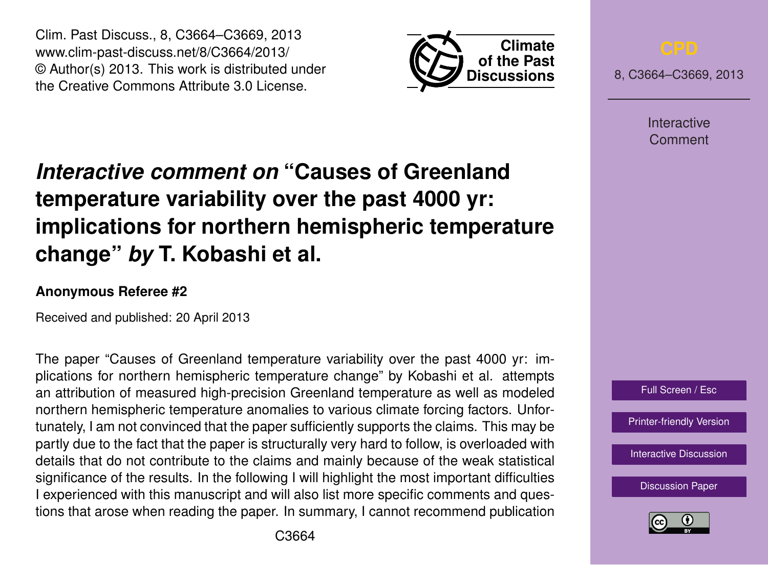# *Interactive comment on* "Causes of Greenland temperature variability over the past 4000 yr: implications for northern hemispheric temperature change" *by* T. Kobashi et al.

**Anonymous Referee #2**

Received and published: 20 April 2013

The paper "Causes of Greenland temperature variability over the past 4000 yr: implications for northern hemispheric temperature change" by Kobashi et al. attempts an attribution of measured high-precision Greenland temperature as well as modeled northern hemispheric temperature anomalies to various climate forcing factors. Unfortunately, I am not convinced that the paper sufficiently supports the claims. This may be partly due to the fact that the paper is structurally very hard to follow, is overloaded with details that do not contribute to the claims and mainly because of the weak statistical significance of the results. In the following I will highlight the most important difficulties I experienced with this manuscript and will also list more specific comments and questions that arose when reading the paper. In summary, I cannot recommend publication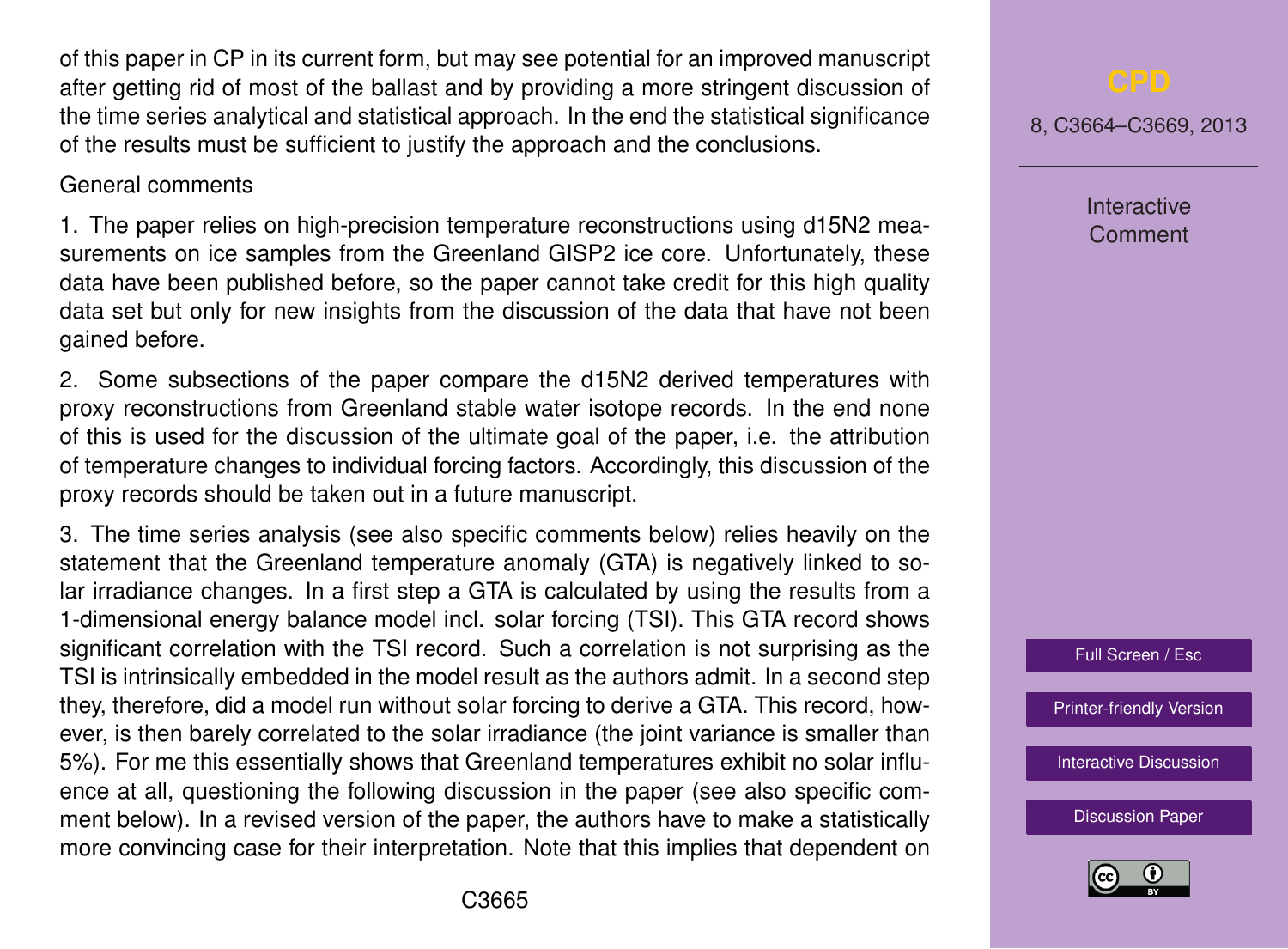of this paper in CP in its current form, but may see potential for an improved manuscript after getting rid of most of the ballast and by providing a more stringent discussion of the time series analytical and statistical approach. In the end the statistical significance of the results must be sufficient to justify the approach and the conclusions.

General comments

1. The paper relies on high-precision temperature reconstructions using d15N2 measurements on ice samples from the Greenland GISP2 ice core. Unfortunately, these data have been published before, so the paper cannot take credit for this high quality data set but only for new insights from the discussion of the data that have not been gained before.

2. Some subsections of the paper compare the d15N2 derived temperatures with proxy reconstructions from Greenland stable water isotope records. In the end none of this is used for the discussion of the ultimate goal of the paper, i.e. the attribution of temperature changes to individual forcing factors. Accordingly, this discussion of the proxy records should be taken out in a future manuscript.

3. The time series analysis (see also specific comments below) relies heavily on the statement that the Greenland temperature anomaly (GTA) is negatively linked to solar irradiance changes. In a first step a GTA is calculated by using the results from a 1-dimensional energy balance model incl. solar forcing (TSI). This GTA record shows significant correlation with the TSI record. Such a correlation is not surprising as the TSI is intrinsically embedded in the model result as the authors admit. In a second step they, therefore, did a model run without solar forcing to derive a GTA. This record, however, is then barely correlated to the solar irradiance (the joint variance is smaller than 5%). For me this essentially shows that Greenland temperatures exhibit no solar influence at all, questioning the following discussion in the paper (see also specific comment below). In a revised version of the paper, the authors have to make a statistically more convincing case for their interpretation. Note that this implies that dependent on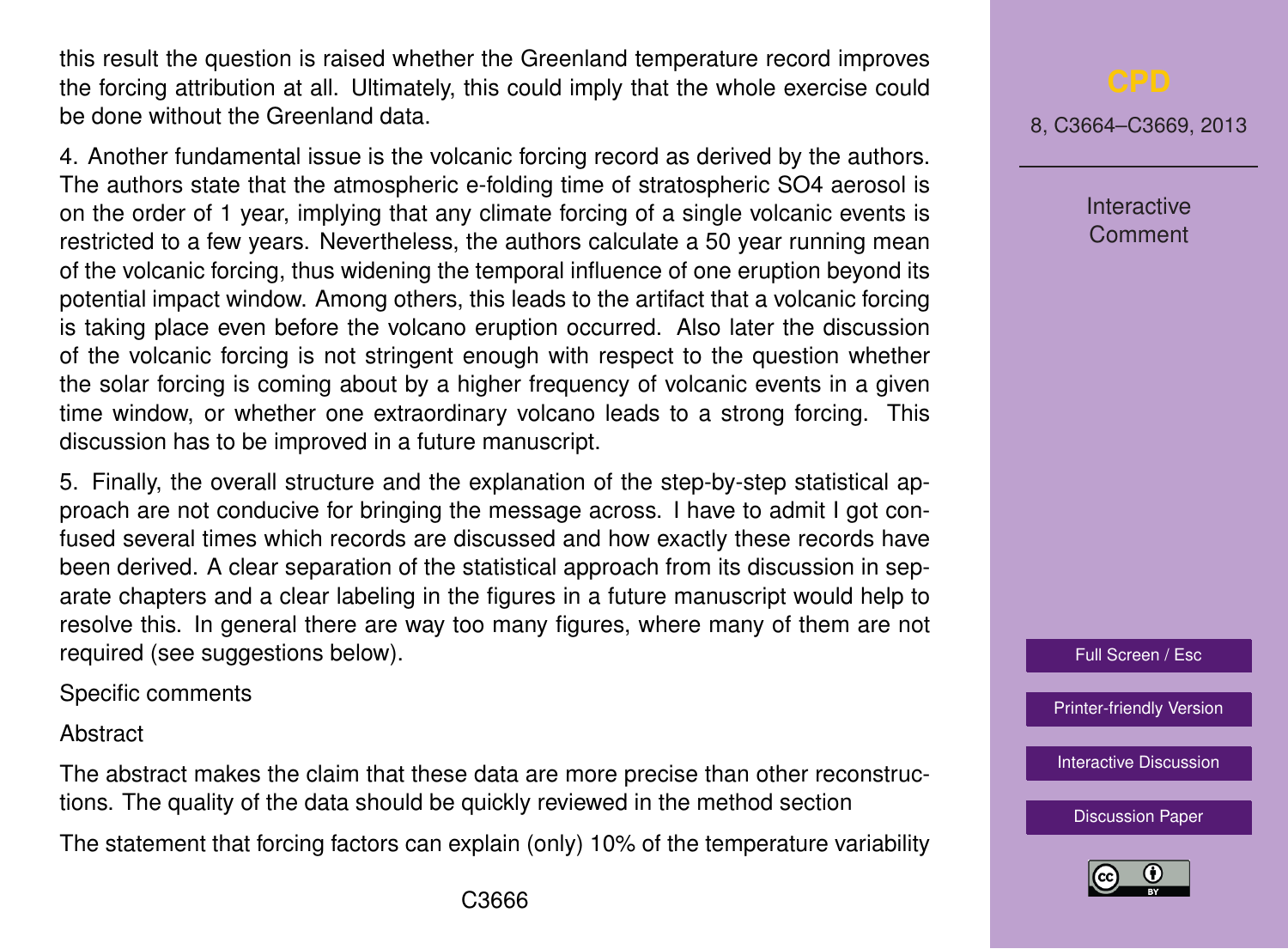this result the question is raised whether the Greenland temperature record improves the forcing attribution at all. Ultimately, this could imply that the whole exercise could be done without the Greenland data.

4. Another fundamental issue is the volcanic forcing record as derived by the authors. The authors state that the atmospheric e-folding time of stratospheric $SO_4$ aerosol is on the order of 1 year, implying that any climate forcing of a single volcanic events is restricted to a few years. Nevertheless, the authors calculate a 50 year running mean of the volcanic forcing, thus widening the temporal influence of one eruption beyond its potential impact window. Among others, this leads to the artifact that a volcanic forcing is taking place even before the volcano eruption occurred. Also later the discussion of the volcanic forcing is not stringent enough with respect to the question whether the solar forcing is coming about by a higher frequency of volcanic events in a given time window, or whether one extraordinary volcano leads to a strong forcing. This discussion has to be improved in a future manuscript.

5. Finally, the overall structure and the explanation of the step-by-step statistical approach are not conducive for bringing the message across. I have to admit I got confused several times which records are discussed and how exactly these records have been derived. A clear separation of the statistical approach from its discussion in separate chapters and a clear labeling in the figures in a future manuscript would help to resolve this. In general there are way too many figures, where many of them are not required (see suggestions below).

Specific comments

Abstract

The abstract makes the claim that these data are more precise than other reconstructions. The quality of the data should be quickly reviewed in the method section

The statement that forcing factors can explain (only) 10% of the temperature variability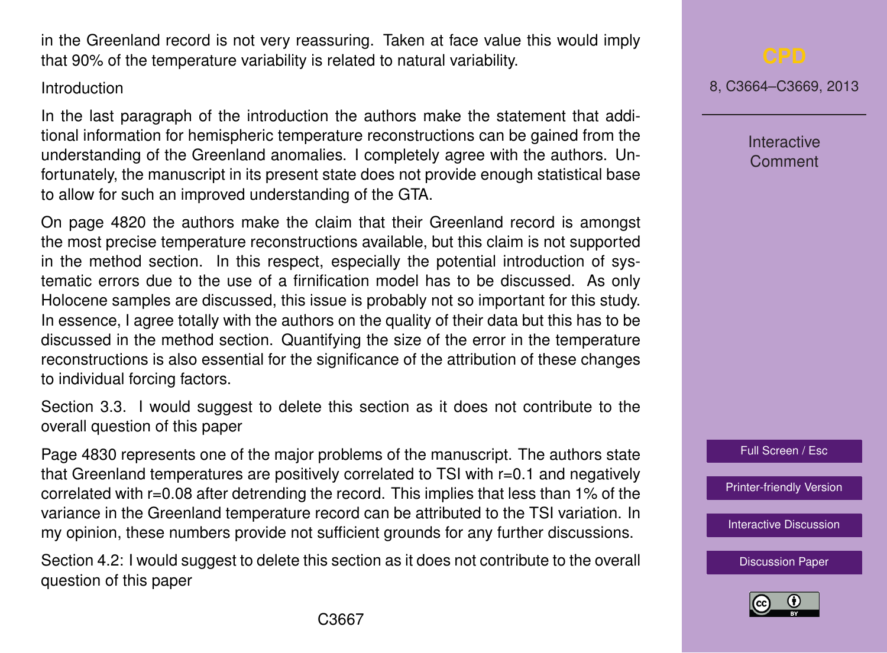in the Greenland record is not very reassuring. Taken at face value this would imply that 90% of the temperature variability is related to natural variability.

Introduction

In the last paragraph of the introduction the authors make the statement that additional information for hemispheric temperature reconstructions can be gained from the understanding of the Greenland anomalies. I completely agree with the authors. Unfortunately, the manuscript in its present state does not provide enough statistical base to allow for such an improved understanding of the GTA.

On page 4820 the authors make the claim that their Greenland record is amongst the most precise temperature reconstructions available, but this claim is not supported in the method section. In this respect, especially the potential introduction of systematic errors due to the use of a firnification model has to be discussed. As only Holocene samples are discussed, this issue is probably not so important for this study. In essence, I agree totally with the authors on the quality of their data but this has to be discussed in the method section. Quantifying the size of the error in the temperature reconstructions is also essential for the significance of the attribution of these changes to individual forcing factors.

Section 3.3. I would suggest to delete this section as it does not contribute to the overall question of this paper

Page 4830 represents one of the major problems of the manuscript. The authors state that Greenland temperatures are positively correlated to TSI with $r=0.1$ and negatively correlated with $r=0.08$ after detrending the record. This implies that less than 1% of the variance in the Greenland temperature record can be attributed to the TSI variation. In my opinion, these numbers provide not sufficient grounds for any further discussions.

Section 4.2: I would suggest to delete this section as it does not contribute to the overall question of this paper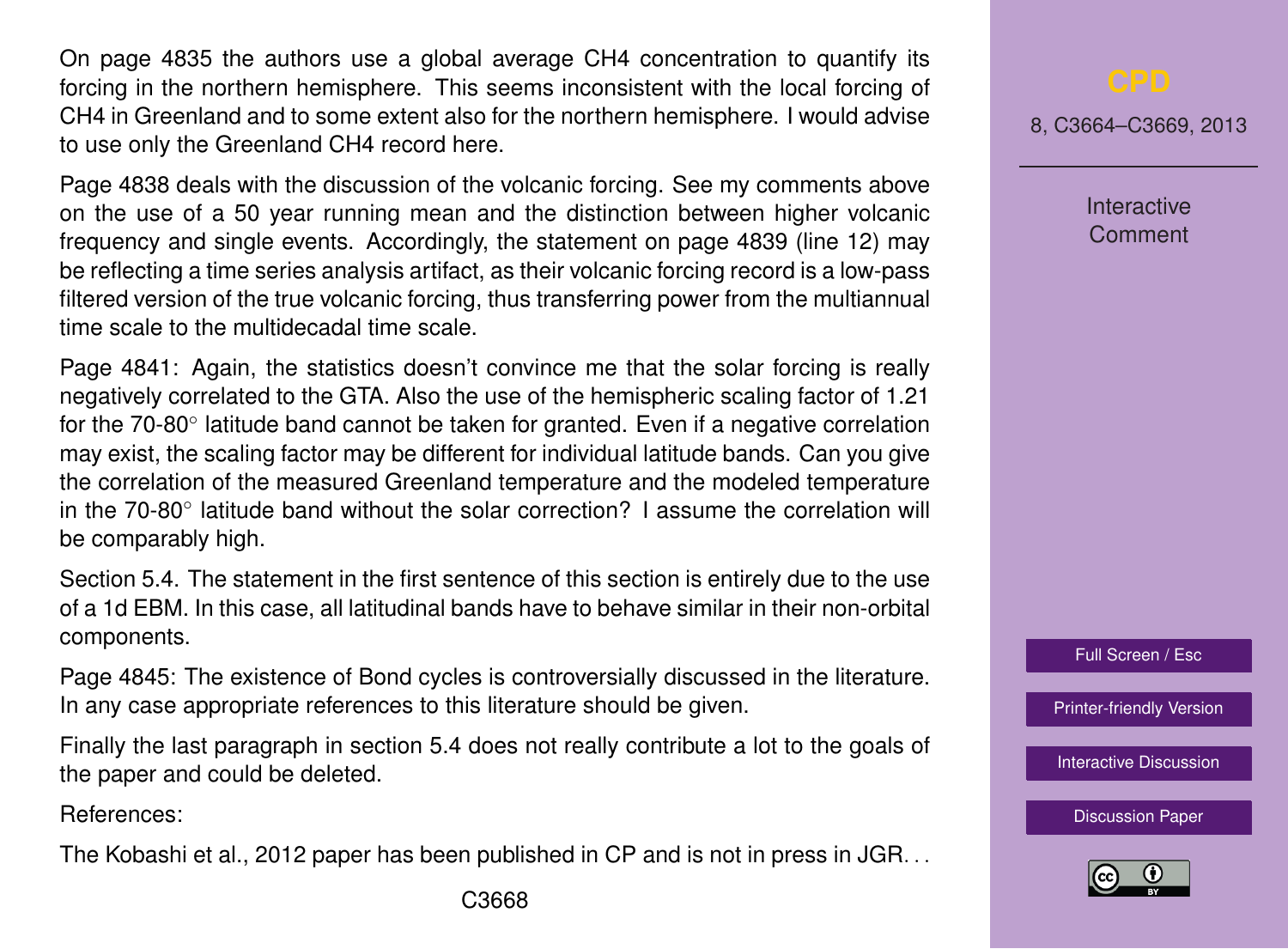On page 4835 the authors use a global average $CH_4$ concentration to quantify its forcing in the northern hemisphere. This seems inconsistent with the local forcing of $CH_4$ in Greenland and to some extent also for the northern hemisphere. I would advise to use only the Greenland $CH_4$ record here.

Page 4838 deals with the discussion of the volcanic forcing. See my comments above on the use of a 50 year running mean and the distinction between higher volcanic frequency and single events. Accordingly, the statement on page 4839 (line 12) may be reflecting a time series analysis artifact, as their volcanic forcing record is a low-pass filtered version of the true volcanic forcing, thus transferring power from the multiannual time scale to the multidecadal time scale.

Page 4841: Again, the statistics doesn't convince me that the solar forcing is really negatively correlated to the GTA. Also the use of the hemispheric scaling factor of 1.21 for the 70-80° latitude band cannot be taken for granted. Even if a negative correlation may exist, the scaling factor may be different for individual latitude bands. Can you give the correlation of the measured Greenland temperature and the modeled temperature in the 70-80° latitude band without the solar correction? I assume the correlation will be comparably high.

Section 5.4. The statement in the first sentence of this section is entirely due to the use of a 1d EBM. In this case, all latitudinal bands have to behave similar in their non-orbital components.

Page 4845: The existence of Bond cycles is controversially discussed in the literature. In any case appropriate references to this literature should be given.

Finally the last paragraph in section 5.4 does not really contribute a lot to the goals of the paper and could be deleted.

References:

The Kobashi et al., 2012 paper has been published in CP and is not in press in JGR...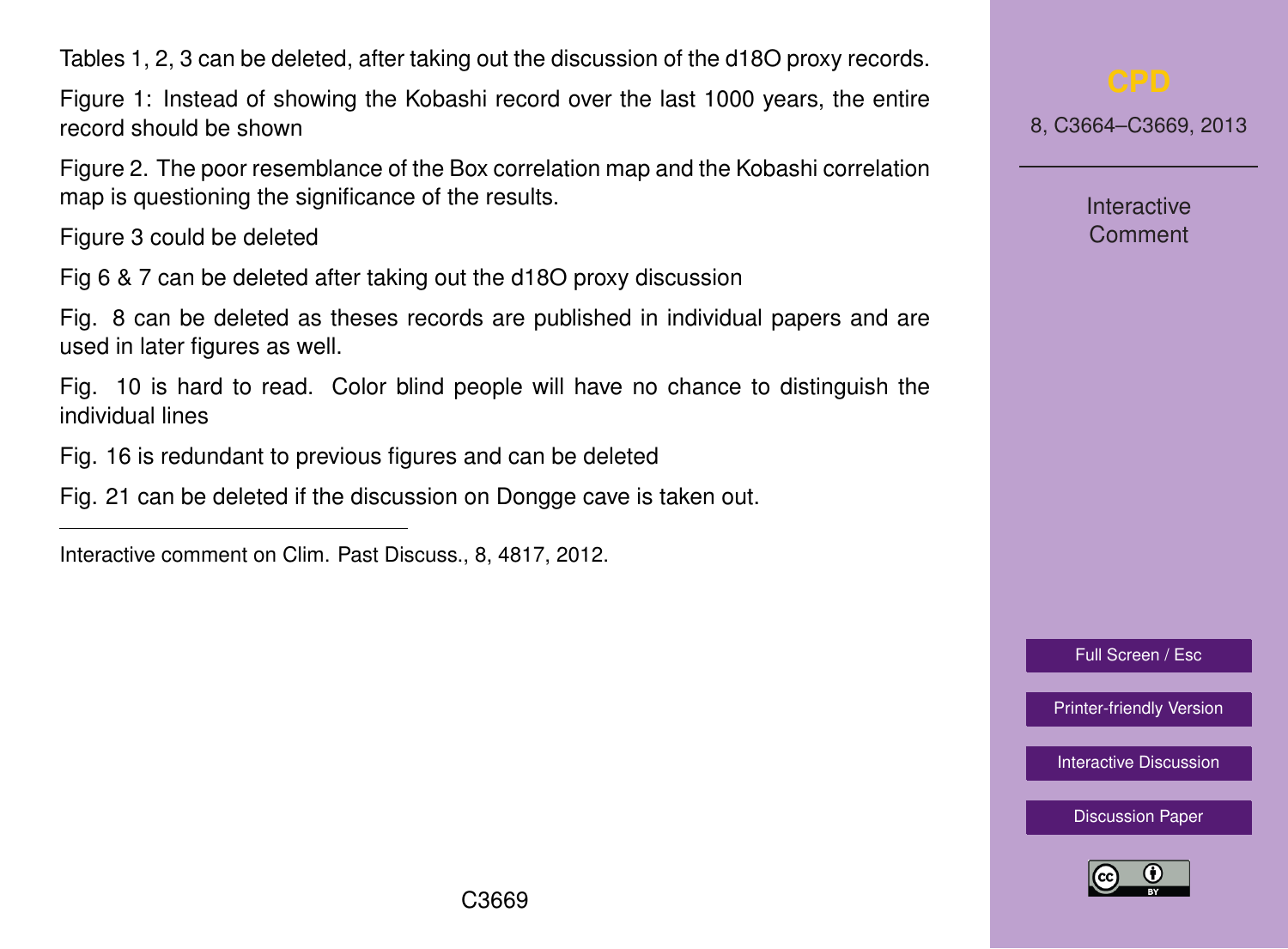Tables 1, 2, 3 can be deleted, after taking out the discussion of the d18O proxy records.

Figure 1: Instead of showing the Kobashi record over the last 1000 years, the entire record should be shown

Figure 2. The poor resemblance of the Box correlation map and the Kobashi correlation map is questioning the significance of the results.

Figure 3 could be deleted

Fig 6 & 7 can be deleted after taking out the d18O proxy discussion

Fig. 8 can be deleted as theses records are published in individual papers and are used in later figures as well.

Fig. 10 is hard to read. Color blind people will have no chance to distinguish the individual lines

Fig. 16 is redundant to previous figures and can be deleted

Fig. 21 can be deleted if the discussion on Dongge cave is taken out.

---

Interactive comment on Clim. Past Discuss., 8, 4817, 2012.